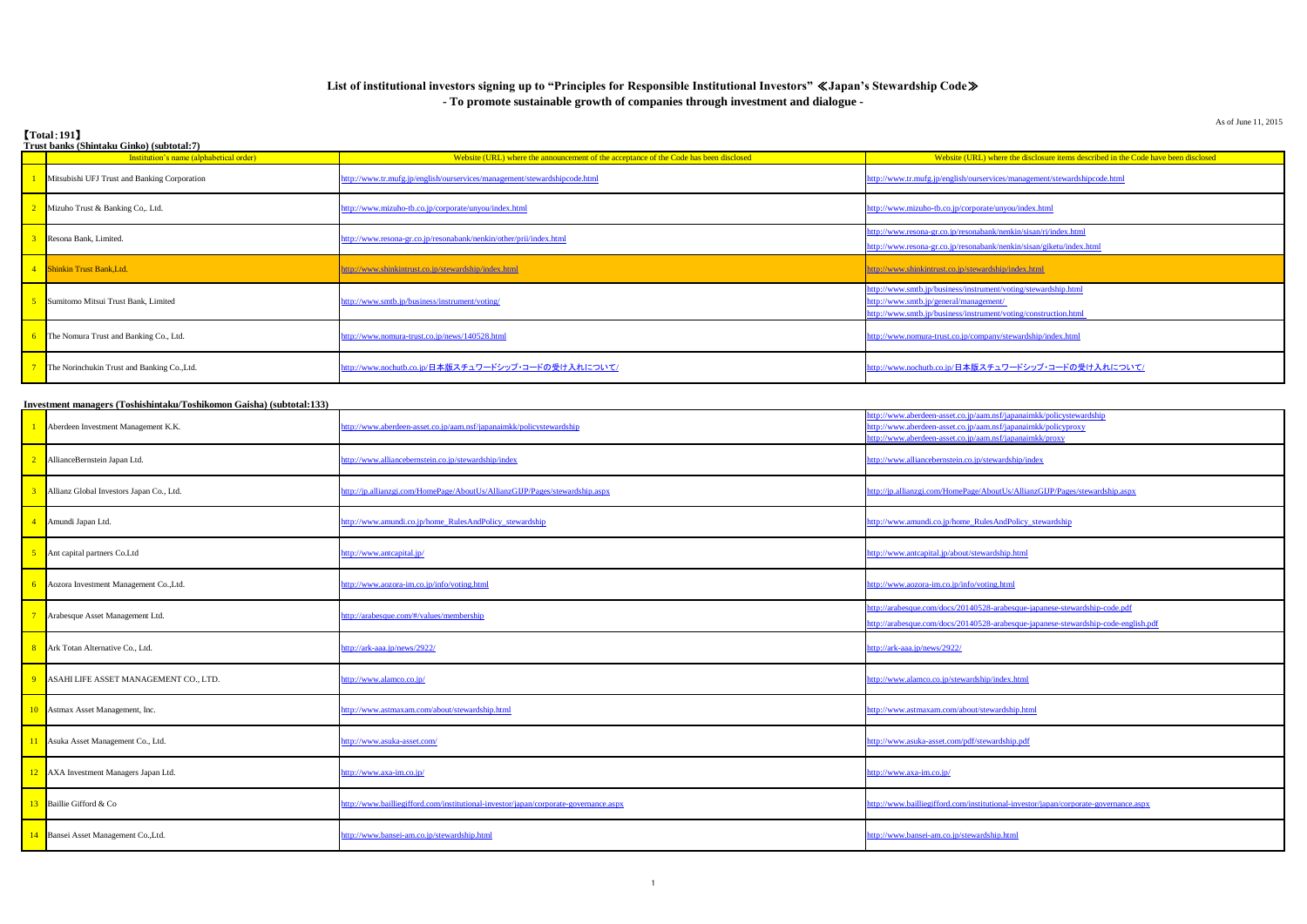# List of institutional investors signing up to "Principles for Responsible Institutional Investors" ≪Japan's Stewardship Code≫

## - To promote sustainable growth of companies through investment and dialogue -

As of June 11, 2015

【Total：191】

**Trust banks (Shintaku Ginko) (subtotal:7)**

| | Institution's name (alphabetical order) | Website (URL) where the announcement of the acceptance of the Code has been disclosed | Website (URL) where the disclosure items described in the Code have been disclosed |
|---|---|---|---|
| 1 | Mitsubishi UFJ Trust and Banking Corporation | http://www.tr.mufg.jp/english/ourservices/management/stewardshipcode.html | http://www.tr.mufg.jp/english/ourservices/management/stewardshipcode.html |
| 2 | Mizuho Trust & Banking Co,. Ltd. | http://www.mizuho-tb.co.jp/corporate/unyou/index.html | http://www.mizuho-tb.co.jp/corporate/unyou/index.html |
| 3 | Resona Bank, Limited. | http://www.resona-gr.co.jp/resonabank/nenkin/other/prii/index.html | http://www.resona-gr.co.jp/resonabank/nenkin/sisan/ri/index.html<br>http://www.resona-gr.co.jp/resonabank/nenkin/sisan/giketu/index.html |
| 4 | Shinkin Trust Bank,Ltd. | http://www.shinkintrust.co.jp/stewardship/index.html | http://www.shinkintrust.co.jp/stewardship/index.html |
| 5 | Sumitomo Mitsui Trust Bank, Limited | http://www.smtb.jp/business/instrument/voting/ | http://www.smtb.jp/business/instrument/voting/stewardship.html<br>http://www.smtb.jp/general/management/<br>http://www.smtb.jp/business/instrument/voting/construction.html |
| 6 | The Nomura Trust and Banking Co., Ltd. | http://www.nomura-trust.co.jp/news/140528.html | http://www.nomura-trust.co.jp/company/stewardship/index.html |
| 7 | The Norinchukin Trust and Banking Co.,Ltd. | http://www.nochutb.co.jp/日本版スチュワードシップ・コードの受け入れについて/ | http://www.nochutb.co.jp/日本版スチュワードシップ・コードの受け入れについて/ |

**Investment managers (Toshishintaku/Toshikomon Gaisha) (subtotal:133)**

| | Institution's name (alphabetical order) | Website (URL) where the announcement of the acceptance of the Code has been disclosed | Website (URL) where the disclosure items described in the Code have been disclosed |
|---|---|---|---|
| 1 | Aberdeen Investment Management K.K. | http://www.aberdeen-asset.co.jp/aam.nsf/japanaimkk/policystewardship | http://www.aberdeen-asset.co.jp/aam.nsf/japanaimkk/policystewardship<br>http://www.aberdeen-asset.co.jp/aam.nsf/japanaimkk/policyproxy<br>http://www.aberdeen-asset.co.jp/aam.nsf/japanaimkk/proxy |
| 2 | AllianceBernstein Japan Ltd. | http://www.alliancebernstein.co.jp/stewardship/index | http://www.alliancebernstein.co.jp/stewardship/index |
| 3 | Allianz Global Investors Japan Co., Ltd. | http://jp.allianzgi.com/HomePage/AboutUs/AllianzGIJP/Pages/stewardship.aspx | http://jp.allianzgi.com/HomePage/AboutUs/AllianzGIJP/Pages/stewardship.aspx |
| 4 | Amundi Japan Ltd. | http://www.amundi.co.jp/home_RulesAndPolicy_stewardship | http://www.amundi.co.jp/home_RulesAndPolicy_stewardship |
| 5 | Ant capital partners Co.Ltd | http://www.antcapital.jp/ | http://www.antcapital.jp/about/stewardship.html |
| 6 | Aozora Investment Management Co.,Ltd. | http://www.aozora-im.co.jp/info/voting.html | http://www.aozora-im.co.jp/info/voting.html |
| 7 | Arabesque Asset Management Ltd. | http://arabesque.com/#/values/membership | http://arabesque.com/docs/20140528-arabesque-japanese-stewardship-code.pdf<br>http://arabesque.com/docs/20140528-arabesque-japanese-stewardship-code-english.pdf |
| 8 | Ark Totan Alternative Co., Ltd. | http://ark-aaa.jp/news/2922/ | http://ark-aaa.jp/news/2922/ |
| 9 | ASAHI LIFE ASSET MANAGEMENT CO., LTD. | http://www.alamco.co.jp/ | http://www.alamco.co.jp/stewardship/index.html |
| 10 | Astmax Asset Management, Inc. | http://www.astmaxam.com/about/stewardship.html | http://www.astmaxam.com/about/stewardship.html |
| 11 | Asuka Asset Management Co., Ltd. | http://www.asuka-asset.com/ | http://www.asuka-asset.com/pdf/stewardship.pdf |
| 12 | AXA Investment Managers Japan Ltd. | http://www.axa-im.co.jp/ | http://www.axa-im.co.jp/ |
| 13 | Baillie Gifford & Co | http://www.bailliegifford.com/institutional-investor/japan/corporate-governance.aspx | http://www.bailliegifford.com/institutional-investor/japan/corporate-governance.aspx |
| 14 | Bansei Asset Management Co.,Ltd. | http://www.bansei-am.co.jp/stewardship.html | http://www.bansei-am.co.jp/stewardship.html |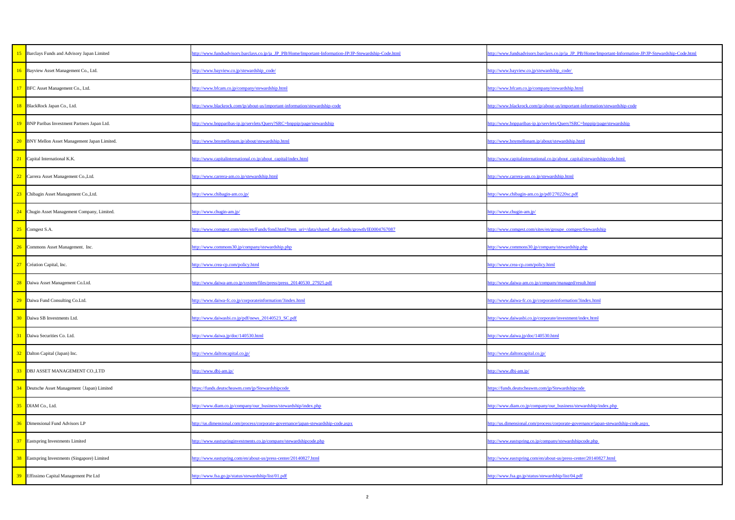| | | | |
|---|---|---|---|
| 15 | Barclays Funds and Advisory Japan Limited | http://www.fundsadvisory.barclays.co.jp/ja_JP_PB/Home/Important-Information-JP/JP-Stewardship-Code.html | http://www.fundsadvisory.barclays.co.jp/ja_JP_PB/Home/Important-Information-JP/JP-Stewardship-Code.html |
| 16 | Bayview Asset Management Co., Ltd. | http://www.bayview.co.jp/stewardship_code/ | http://www.bayview.co.jp/stewardship_code/ |
| 17 | BFC Asset Management Co., Ltd. | http://www.bfcam.co.jp/company/stewardship.html | http://www.bfcam.co.jp/company/stewardship.html |
| 18 | BlackRock Japan Co., Ltd. | http://www.blackrock.com/jp/about-us/important-information/stewardship-code | http://www.blackrock.com/jp/about-us/important-information/stewardship-code |
| 19 | BNP Paribas Investment Partners Japan Ltd. | http://www.bnpparibas-ip.jp/servlets/Query?SRC=bnppip/page/stewardship | http://www.bnpparibas-ip.jp/servlets/Query?SRC=bnppip/page/stewardship |
| 20 | BNY Mellon Asset Management Japan Limited. | http://www.bnymellonam.jp/about/stewardship.html | http://www.bnymellonam.jp/about/stewardship.html |
| 21 | Capital International K.K. | http://www.capitalinternational.co.jp/about_capital/index.html | http://www.capitalinternational.co.jp/about_capital/stewardshipcode.html |
| 22 | Carrera Asset Management Co.,Ltd. | http://www.carrera-am.co.jp/stewardship.html | http://www.carrera-am.co.jp/stewardship.html |
| 23 | Chibagin Asset Management Co.,Ltd. | http://www.chibagin-am.co.jp/ | http://www.chibagin-am.co.jp/pdf/270220sc.pdf |
| 24 | Chugin Asset Management Company, Limited. | http://www.chugin-am.jp/ | http://www.chugin-am.jp/ |
| 25 | Comgest S.A. | http://www.comgest.com/sites/en/Funds/fond.html?item_uri=/data/shared_data/fonds/growth/IE0004767087 | http://www.comgest.com/sites/en/groupe_comgest/Stewardship |
| 26 | Commons Asset Management, Inc. | http://www.commons30.jp/company/stewardship.php | http://www.commons30.jp/company/stewardship.php |
| 27 | Création Capital, Inc. | http://www.crea-cp.com/policy.html | http://www.crea-cp.com/policy.html |
| 28 | Daiwa Asset Management Co.Ltd. | http://www.daiwa-am.co.jp/system/files/press/press_20140530_27925.pdf | http://www.daiwa-am.co.jp/company/managed/result.html |
| 29 | Daiwa Fund Consulting Co.Ltd. | http://www.daiwa-fc.co.jp/corporateinformation/3index.html | http://www.daiwa-fc.co.jp/corporateinformation/3index.html |
| 30 | Daiwa SB Investments Ltd. | http://www.daiwasbi.co.jp/pdf/news_20140523_SC.pdf | http://www.daiwasbi.co.jp/corporate/investment/index.html |
| 31 | Daiwa Securities Co. Ltd. | http://www.daiwa.jp/doc/140530.html | http://www.daiwa.jp/doc/140530.html |
| 32 | Dalton Capital (Japan) Inc. | http://www.daltoncapital.co.jp/ | http://www.daltoncapital.co.jp/ |
| 33 | DBJ ASSET MANAGEMENT CO.,LTD | http://www.dbj-am.jp/ | http://www.dbj-am.jp/ |
| 34 | Deutsche Asset Management（Japan) Limited | https://funds.deutscheawm.com/jp/Stewardshipcode | https://funds.deutscheawm.com/jp/Stewardshipcode |
| 35 | DIAM Co., Ltd. | http://www.diam.co.jp/company/our_business/stewardship/index.php | http://www.diam.co.jp/company/our_business/stewardship/index.php |
| 36 | Dimensional Fund Advisors LP | http://us.dimensional.com/process/corporate-governance/japan-stewardship-code.aspx | http://us.dimensional.com/process/corporate-governance/japan-stewardship-code.aspx |
| 37 | Eastspring Investments Limited | http://www.eastspringinvestments.co.jp/company/stewardshipcode.php | http://www.eastspring.co.jp/company/stewardshipcode.php |
| 38 | Eastspring Investments (Singapore) Limited | http://www.eastspring.com/en/about-us/press-center/20140827.html | http://www.eastspring.com/en/about-us/press-center/20140827.html |
| 39 | Effissimo Capital Management Pte Ltd | http://www.fsa.go.jp/status/stewardship/list/01.pdf | http://www.fsa.go.jp/status/stewardship/list/04.pdf |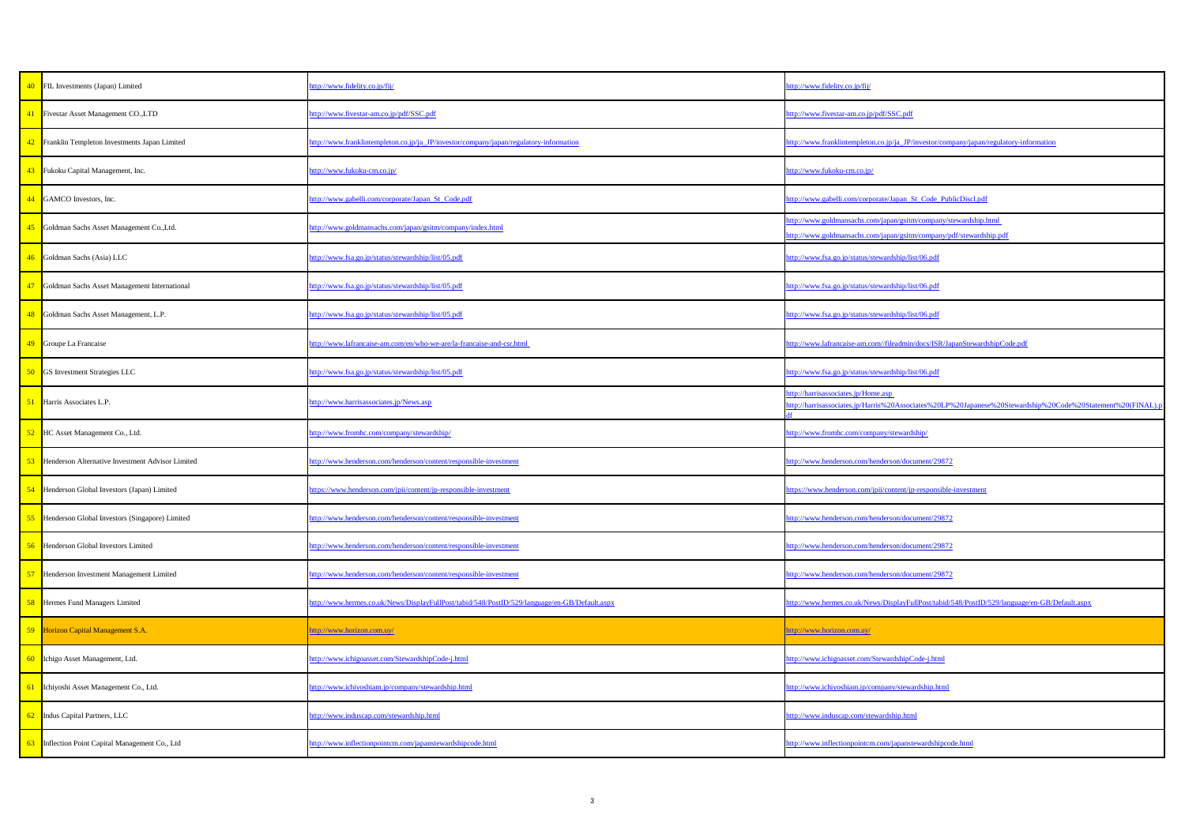| | | | |
|---|---|---|---|
| 40 | FIL Investments (Japan) Limited | http://www.fidelity.co.jp/fij/ | http://www.fidelity.co.jp/fij/ |
| 41 | Fivestar Asset Management CO.,LTD | http://www.fivestar-am.co.jp/pdf/SSC.pdf | http://www.fivestar-am.co.jp/pdf/SSC.pdf |
| 42 | Franklin Templeton Investments Japan Limited | http://www.franklintempleton.co.jp/ja_JP/investor/company/japan/regulatory-information | http://www.franklintempleton.co.jp/ja_JP/investor/company/japan/regulatory-information |
| 43 | Fukoku Capital Management, Inc. | http://www.fukoku-cm.co.jp/ | http://www.fukoku-cm.co.jp/ |
| 44 | GAMCO Investors, Inc. | http://www.gabelli.com/corporate/Japan_St_Code.pdf | http://www.gabelli.com/corporate/Japan_St_Code_PublicDiscl.pdf |
| 45 | Goldman Sachs Asset Management Co.,Ltd. | http://www.goldmansachs.com/japan/gsitm/company/index.html | http://www.goldmansachs.com/japan/gsitm/company/stewardship.html<br>http://www.goldmansachs.com/japan/gsitm/company/pdf/stewardship.pdf |
| 46 | Goldman Sachs (Asia) LLC | http://www.fsa.go.jp/status/stewardship/list/05.pdf | http://www.fsa.go.jp/status/stewardship/list/06.pdf |
| 47 | Goldman Sachs Asset Management International | http://www.fsa.go.jp/status/stewardship/list/05.pdf | http://www.fsa.go.jp/status/stewardship/list/06.pdf |
| 48 | Goldman Sachs Asset Management, L.P. | http://www.fsa.go.jp/status/stewardship/list/05.pdf | http://www.fsa.go.jp/status/stewardship/list/06.pdf |
| 49 | Groupe La Francaise | http://www.lafrancaise-am.com/en/who-we-are/la-francaise-and-csr.html | http://www.lafrancaise-am.com//fileadmin/docs/ISR/JapanStewardshipCode.pdf |
| 50 | GS Investment Strategies LLC | http://www.fsa.go.jp/status/stewardship/list/05.pdf | http://www.fsa.go.jp/status/stewardship/list/06.pdf |
| 51 | Harris Associates L.P. | http://www.harrisassociates.jp/News.asp | http://harrisassociates.jp/Home.asp<br>http://harrisassociates.jp/Harris%20Associates%20LP%20Japanese%20Stewardship%20Code%20Statement%20(FINAL).pdf |
| 52 | HC Asset Management Co., Ltd. | http://www.fromhc.com/company/stewardship/ | http://www.fromhc.com/company/stewardship/ |
| 53 | Henderson Alternative Investment Advisor Limited | http://www.henderson.com/henderson/content/responsible-investment | http://www.henderson.com/henderson/document/29872 |
| 54 | Henderson Global Investors (Japan) Limited | https://www.henderson.com/jpii/content/jp-responsible-investment | https://www.henderson.com/jpii/content/jp-responsible-investment |
| 55 | Henderson Global Investors (Singapore) Limited | http://www.henderson.com/henderson/content/responsible-investment | http://www.henderson.com/henderson/document/29872 |
| 56 | Henderson Global Investors Limited | http://www.henderson.com/henderson/content/responsible-investment | http://www.henderson.com/henderson/document/29872 |
| 57 | Henderson Investment Management Limited | http://www.henderson.com/henderson/content/responsible-investment | http://www.henderson.com/henderson/document/29872 |
| 58 | Hermes Fund Managers Limited | http://www.hermes.co.uk/News/DisplayFullPost/tabid/548/PostID/529/language/en-GB/Default.aspx | http://www.hermes.co.uk/News/DisplayFullPost/tabid/548/PostID/529/language/en-GB/Default.aspx |
| 59 | Horizon Capital Management S.A. | http://www.horizon.com.uy/ | http://www.horizon.com.uy/ |
| 60 | Ichigo Asset Management, Ltd. | http://www.ichigoasset.com/StewardshipCode-j.html | http://www.ichigoasset.com/StewardshipCode-j.html |
| 61 | Ichiyoshi Asset Management Co., Ltd. | http://www.ichiyoshiam.jp/company/stewardship.html | http://www.ichiyoshiam.jp/company/stewardship.html |
| 62 | Indus Capital Partners, LLC | http://www.induscap.com/stewardship.html | http://www.induscap.com/stewardship.html |
| 63 | Inflection Point Capital Management Co., Ltd | http://www.inflectionpointcm.com/japanstewardshipcode.html | http://www.inflectionpointcm.com/japanstewardshipcode.html |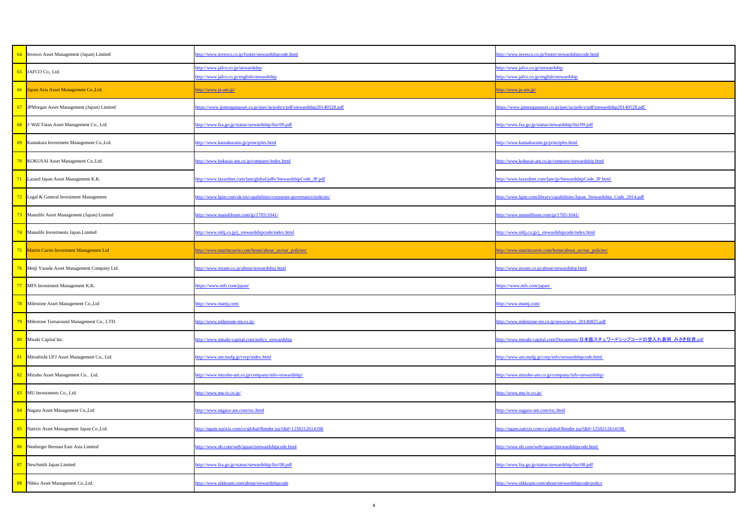| | | | |
|---|---|---|---|
| 64 | Invesco Asset Management (Japan) Limited | http://www.invesco.co.jp/footer/stewardshipcode.html | http://www.invesco.co.jp/footer/stewardshipcode.html |
| 65 | JAFCO Co., Ltd. | http://www.jafco.co.jp/stewardship<br>http://www.jafco.co.jp/english/stewardship | http://www.jafco.co.jp/stewardship<br>http://www.jafco.co.jp/english/stewardship |
| 66 | Japan Asia Asset Management Co.,Ltd. | http://www.ja-am.jp/ | http://www.ja-am.jp/ |
| 67 | JPMorgan Asset Management (Japan) Limited | https://www.jpmorganasset.co.jp/jpec/ja/policy/pdf/stewardship20140528.pdf | https://www.jpmorganasset.co.jp/jpec/ja/policy/pdf/stewardship20140528.pdf |
| 68 | J・Will Totan Asset Management Co., Ltd. | http://www.fsa.go.jp/status/stewardship/list/09.pdf | http://www.fsa.go.jp/status/stewardship/list/09.pdf |
| 69 | Kamakura Investment Management Co.,Ltd. | http://www.kamakuraim.jp/principles.html | http://www.kamakuraim.jp/principles.html |
| 70 | KOKUSAI Asset Management Co.,Ltd. | http://www.kokusai-am.co.jp/company/index.html | http://www.kokusai-am.co.jp/company/stewardship.html |
| 71 | Lazard Japan Asset Management K.K. | http://www.lazardnet.com/lam/global/pdfs/StewardshipCode_JP.pdf | http://www.lazardnet.com/lam/jp/StewardshipCode_JP.html |
| 72 | Legal & General Investment Management | http://www.lgim.com/uk/en/capabilities/corporate-governance/policies/ | http://www.lgim.com/library/capabilities/Japan_Stewardship_Code_2014.pdf |
| 73 | Manulife Asset Management (Japan) Limited | http://www.manulifeam.com/jp/1705/1041/ | http://www.manulifeam.com/jp/1705/1041/ |
| 74 | Manulife Investments Japan Limited | http://www.mlij.co.jp/j_stewardshipcode/index.html | http://www.mlij.co.jp/j_stewardshipcode/index.html |
| 75 | Martin Currie Investment Management Ltd | http://www.martincurrie.com/home/about_us/our_policies/ | http://www.martincurrie.com/home/about_us/our_policies/ |
| 76 | Meiji Yasuda Asset Management Company Ltd. | http://www.myam.co.jp/about/stewardship.html | http://www.myam.co.jp/about/stewardship.html |
| 77 | MFS Investment Management K.K. | https://www.mfs.com/japan/ | https://www.mfs.com/japan/ |
| 78 | Milestone Asset Management Co.,Ltd | http://www.mamj.com/ | http://www.mamj.com/ |
| 79 | Milestone Turnaround Management Co., LTD. | http://www.milestone-tm.co.jp/ | http://www.milestone-tm.co.jp/news/news_20140825.pdf |
| 80 | Misaki Capital Inc. | http://www.misaki-capital.com/policy_stewardship | http://www.misaki-capital.com/Documents/日本版スチュワードシップコードの受入れ表明_みさき投資.pdf |
| 81 | Mitsubishi UFJ Asset Management Co., Ltd. | http://www.am.mufg.jp/corp/index.html | http://www.am.mufg.jp/corp/info/stewardshipcode.html |
| 82 | Mizuho Asset Management Co., Ltd. | http://www.mizuho-am.co.jp/company/info-stewardship/ | http://www.mizuho-am.co.jp/company/info-stewardship/ |
| 83 | MU Investments Co., Ltd. | http://www.mu-iv.co.jp/ | http://www.mu-iv.co.jp/ |
| 84 | Nagara Asset Management Co.,Ltd | http://www.nagara-am.com/ssc.html | http://www.nagara-am.com/ssc.html |
| 85 | Natixis Asset Management Japan Co.,Ltd. | http://ngam.natixis.com/cs/global/Render.jsp?did=1250212614198 | http://ngam.natixis.com/cs/global/Render.jsp?did=1250212614198 |
| 86 | Neuberger Berman East Asia Limited | http://www.nb.com/web/japan/jstewardshipcode.html | http://www.nb.com/web/japan/jstewardshipcode.html |
| 87 | NewSmith Japan Limited | http://www.fsa.go.jp/status/stewardship/list/08.pdf | http://www.fsa.go.jp/status/stewardship/list/08.pdf |
| 88 | Nikko Asset Management Co.,Ltd. | http://www.nikkoam.com/about/stewardshipcode | http://www.nikkoam.com/about/stewardshipcode/policy |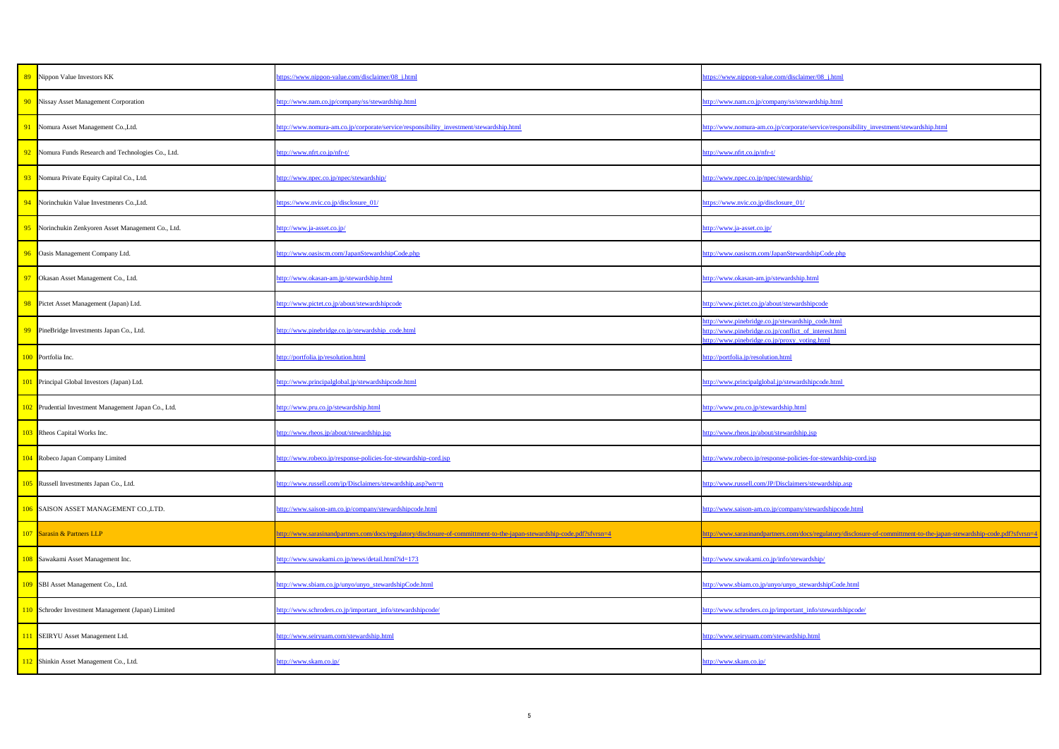| | | | |
|---|---|---|---|
| 89 | Nippon Value Investors KK | https://www.nippon-value.com/disclaimer/08_j.html | https://www.nippon-value.com/disclaimer/08_j.html |
| 90 | Nissay Asset Management Corporation | http://www.nam.co.jp/company/ss/stewardship.html | http://www.nam.co.jp/company/ss/stewardship.html |
| 91 | Nomura Asset Management Co.,Ltd. | http://www.nomura-am.co.jp/corporate/service/responsibility_investment/stewardship.html | http://www.nomura-am.co.jp/corporate/service/responsibility_investment/stewardship.html |
| 92 | Nomura Funds Research and Technologies Co., Ltd. | http://www.nfrt.co.jp/nfr-t/ | http://www.nfrt.co.jp/nfr-t/ |
| 93 | Nomura Private Equity Capital Co., Ltd. | http://www.npec.co.jp/npec/stewardship/ | http://www.npec.co.jp/npec/stewardship/ |
| 94 | Norinchukin Value Investmenrs Co.,Ltd. | https://www.nvic.co.jp/disclosure_01/ | https://www.nvic.co.jp/disclosure_01/ |
| 95 | Norinchukin Zenkyoren Asset Management Co., Ltd. | http://www.ja-asset.co.jp/ | http://www.ja-asset.co.jp/ |
| 96 | Oasis Management Company Ltd. | http://www.oasiscm.com/JapanStewardshipCode.php | http://www.oasiscm.com/JapanStewardshipCode.php |
| 97 | Okasan Asset Management Co., Ltd. | http://www.okasan-am.jp/stewardship.html | http://www.okasan-am.jp/stewardship.html |
| 98 | Pictet Asset Management (Japan) Ltd. | http://www.pictet.co.jp/about/stewardshipcode | http://www.pictet.co.jp/about/stewardshipcode |
| 99 | PineBridge Investments Japan Co., Ltd. | http://www.pinebridge.co.jp/stewardship_code.html | http://www.pinebridge.co.jp/stewardship_code.html<br>http://www.pinebridge.co.jp/conflict_of_interest.html<br>http://www.pinebridge.co.jp/proxy_voting.html |
| 100 | Portfolia Inc. | http://portfolia.jp/resolution.html | http://portfolia.jp/resolution.html |
| 101 | Principal Global Investors (Japan) Ltd. | http://www.principalglobal.jp/stewardshipcode.html | http://www.principalglobal.jp/stewardshipcode.html |
| 102 | Prudential Investment Management Japan Co., Ltd. | http://www.pru.co.jp/stewardship.html | http://www.pru.co.jp/stewardship.html |
| 103 | Rheos Capital Works Inc. | http://www.rheos.jp/about/stewardship.jsp | http://www.rheos.jp/about/stewardship.jsp |
| 104 | Robeco Japan Company Limited | http://www.robeco.jp/response-policies-for-stewardship-cord.jsp | http://www.robeco.jp/response-policies-for-stewardship-cord.jsp |
| 105 | Russell Investments Japan Co., Ltd. | http://www.russell.com/jp/Disclaimers/stewardship.asp?wn=n | http://www.russell.com/JP/Disclaimers/stewardship.asp |
| 106 | SAISON ASSET MANAGEMENT CO.,LTD. | http://www.saison-am.co.jp/company/stewardshipcode.html | http://www.saison-am.co.jp/company/stewardshipcode.html |
| 107 | Sarasin & Partners LLP | http://www.sarasinandpartners.com/docs/regulatory/disclosure-of-committment-to-the-japan-stewardship-code.pdf?sfvrsn=4 | http://www.sarasinandpartners.com/docs/regulatory/disclosure-of-committment-to-the-japan-stewardship-code.pdf?sfvrsn=4 |
| 108 | Sawakami Asset Management Inc. | http://www.sawakami.co.jp/news/detail.html?id=173 | http://www.sawakami.co.jp/info/stewardship/ |
| 109 | SBI Asset Management Co., Ltd. | http://www.sbiam.co.jp/unyo/unyo_stewardshipCode.html | http://www.sbiam.co.jp/unyo/unyo_stewardshipCode.html |
| 110 | Schroder Investment Management (Japan) Limited | http://www.schroders.co.jp/important_info/stewardshipcode/ | http://www.schroders.co.jp/important_info/stewardshipcode/ |
| 111 | SEIRYU Asset Management Ltd. | http://www.seiryuam.com/stewardship.html | http://www.seiryuam.com/stewardship.html |
| 112 | Shinkin Asset Management Co., Ltd. | http://www.skam.co.jp/ | http://www.skam.co.jp/ |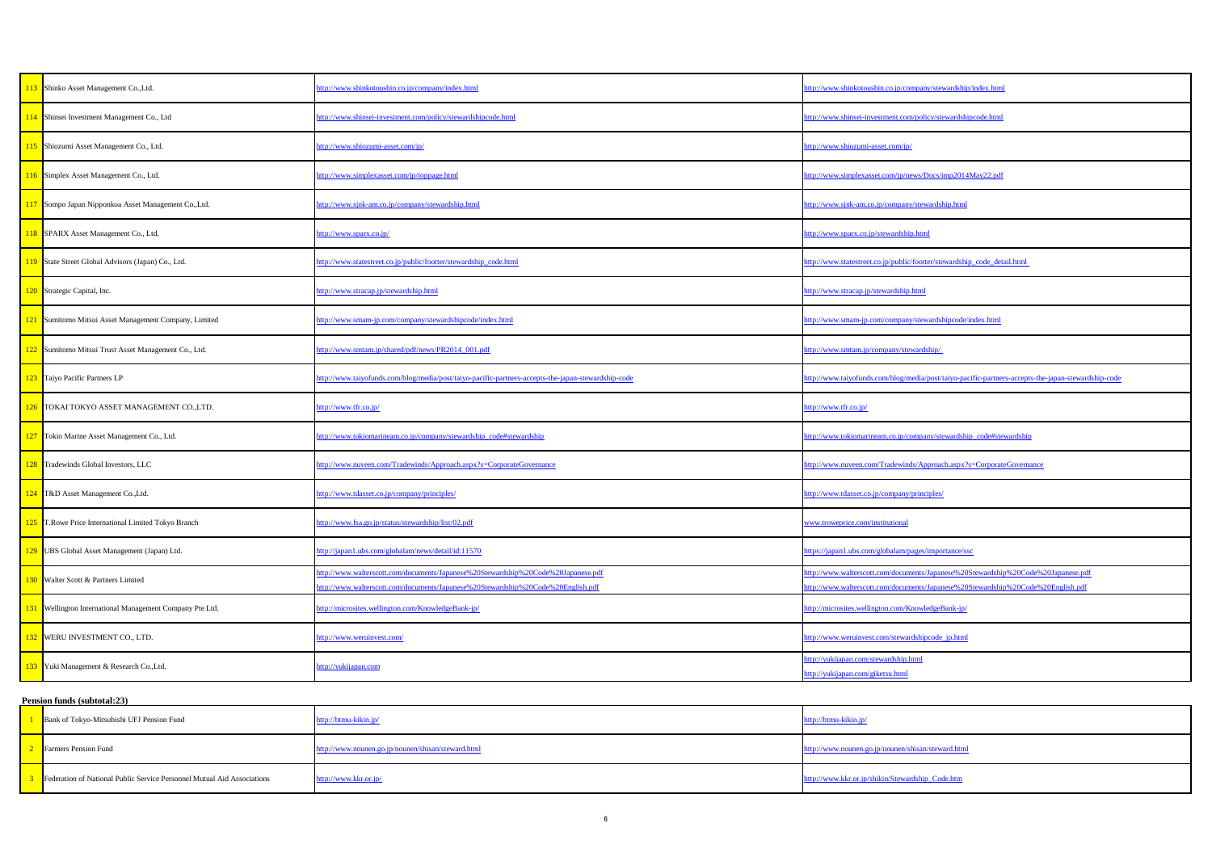| | | | |
|---|---|---|---|
| 113 | Shinko Asset Management Co.,Ltd. | http://www.shinkotoushin.co.jp/company/index.html | http://www.shinkotoushin.co.jp/company/stewardship/index.html |
| 114 | Shinsei Investment Management Co., Ltd | http://www.shinsei-investment.com/policy/stewardshipcode.html | http://www.shinsei-investment.com/policy/stewardshipcode.html |
| 115 | Shiozumi Asset Management Co., Ltd. | http://www.shiozumi-asset.com/jp/ | http://www.shiozumi-asset.com/jp/ |
| 116 | Simplex Asset Management Co., Ltd. | http://www.simplexasset.com/jp/toppage.html | http://www.simplexasset.com/jp/news/Docs/imp2014May22.pdf |
| 117 | Sompo Japan Nipponkoa Asset Management Co.,Ltd. | http://www.sjnk-am.co.jp/company/stewardship.html | http://www.sjnk-am.co.jp/company/stewardship.html |
| 118 | SPARX Asset Management Co., Ltd. | http://www.sparx.co.jp/ | http://www.sparx.co.jp/stewardship.html |
| 119 | State Street Global Advisors (Japan) Co., Ltd. | http://www.statestreet.co.jp/public/footter/stewardship_code.html | http://www.statestreet.co.jp/public/footter/stewardship_code_detail.html |
| 120 | Strategic Capital, Inc. | http://www.stracap.jp/stewardship.html | http://www.stracap.jp/stewardship.html |
| 121 | Sumitomo Mitsui Asset Management Company, Limited | http://www.smam-jp.com/company/stewardshipcode/index.html | http://www.smam-jp.com/company/stewardshipcode/index.html |
| 122 | Sumitomo Mitsui Trust Asset Management Co., Ltd. | http://www.smtam.jp/shared/pdf/news/PR2014_001.pdf | http://www.smtam.jp/company/stewardship/ |
| 123 | Taiyo Pacific Partners LP | http://www.taiyofunds.com/blog/media/post/taiyo-pacific-partners-accepts-the-japan-stewardship-code | http://www.taiyofunds.com/blog/media/post/taiyo-pacific-partners-accepts-the-japan-stewardship-code |
| 126 | TOKAI TOKYO ASSET MANAGEMENT CO.,LTD. | http://www.tfr.co.jp/ | http://www.tfr.co.jp/ |
| 127 | Tokio Marine Asset Management Co., Ltd. | http://www.tokiomarineam.co.jp/company/stewardship_code#stewardship | http://www.tokiomarineam.co.jp/company/stewardship_code#stewardship |
| 128 | Tradewinds Global Investors, LLC | http://www.nuveen.com/Tradewinds/Approach.aspx?s=CorporateGovernance | http://www.nuveen.com/Tradewinds/Approach.aspx?s=CorporateGovernance |
| 124 | T&D Asset Management Co.,Ltd. | http://www.tdasset.co.jp/company/principles/ | http://www.tdasset.co.jp/company/principles/ |
| 125 | T.Rowe Price International Limited Tokyo Branch | http://www.fsa.go.jp/status/stewardship/list/02.pdf | www.troweprice.com/institutional |
| 129 | UBS Global Asset Management (Japan) Ltd. | http://japan1.ubs.com/globalam/news/detail/id:11570 | https://japan1.ubs.com/globalam/pages/importance/ssc |
| 130 | Walter Scott & Partners Limited | http://www.walterscott.com/documents/Japanese%20Stewardship%20Code%20Japanese.pdf http://www.walterscott.com/documents/Japanese%20Stewardship%20Code%20English.pdf | http://www.walterscott.com/documents/Japanese%20Stewardship%20Code%20Japanese.pdf http://www.walterscott.com/documents/Japanese%20Stewardship%20Code%20English.pdf |
| 131 | Wellington International Management Company Pte Ltd. | http://microsites.wellington.com/KnowledgeBank-jp/ | http://microsites.wellington.com/KnowledgeBank-jp/ |
| 132 | WERU INVESTMENT CO., LTD. | http://www.weruinvest.com/ | http://www.weruinvest.com/stewardshipcode_jp.html |
| 133 | Yuki Management & Research Co.,Ltd. | http://yukijapan.com | http://yukijapan.com/stewardship.html http://yukijapan.com/giketsu.html |

**Pension funds (subtotal:23)**

| | | | |
|---|---|---|---|
| 1 | Bank of Tokyo-Mitsubishi UFJ Pension Fund | http://btmu-kikin.jp/ | http://btmu-kikin.jp/ |
| 2 | Farmers Pension Fund | http://www.nounen.go.jp/nounen/shisan/steward.html | http://www.nounen.go.jp/nounen/shisan/steward.html |
| 3 | Federation of National Public Service Personnel Mutual Aid Associations | http://www.kkr.or.jp/ | http://www.kkr.or.jp/shikin/Stewardship_Code.htm |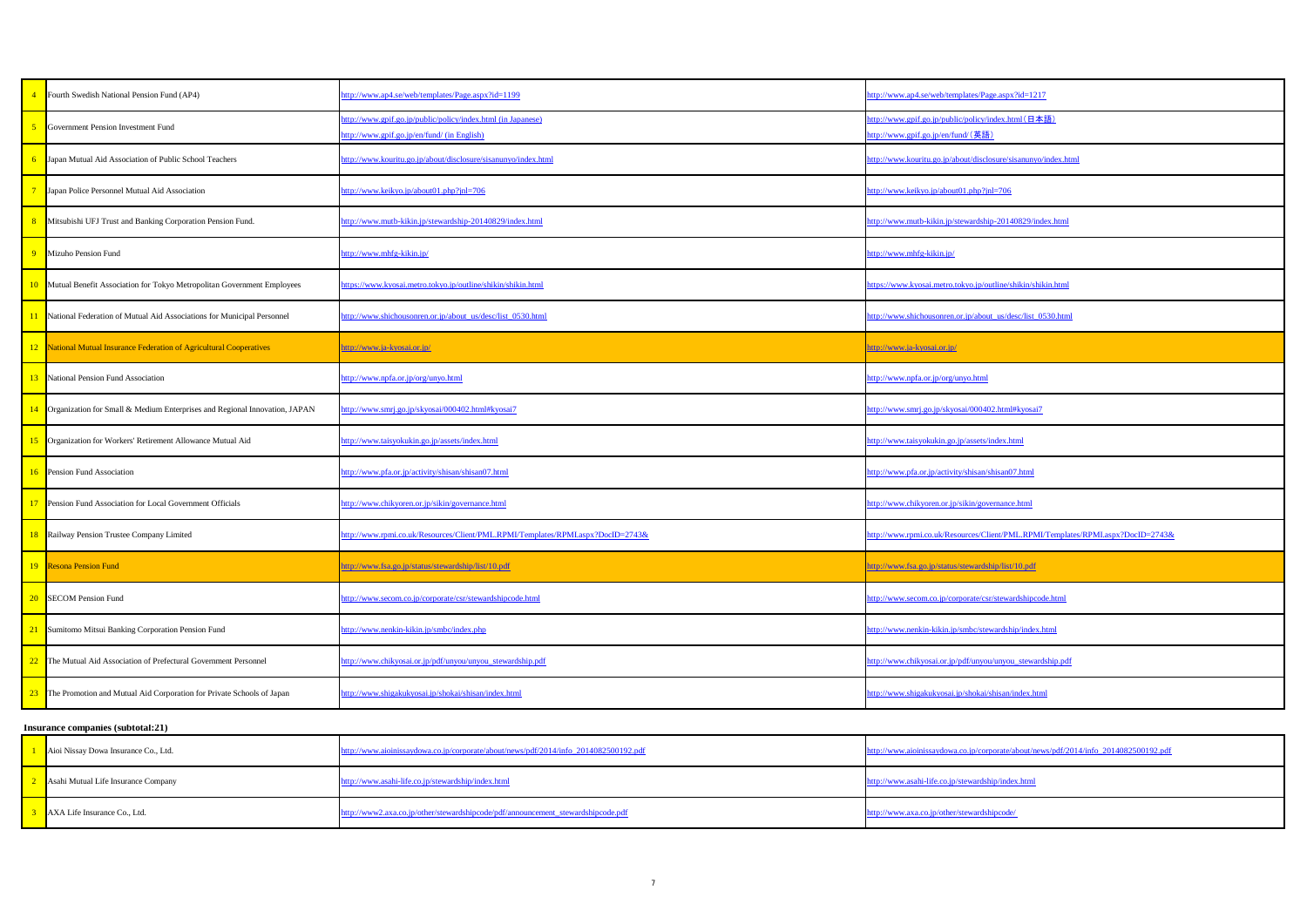| | | | |
|---|---|---|---|
| 4 | Fourth Swedish National Pension Fund (AP4) | http://www.ap4.se/web/templates/Page.aspx?id=1199 | http://www.ap4.se/web/templates/Page.aspx?id=1217 |
| 5 | Government Pension Investment Fund | http://www.gpif.go.jp/public/policy/index.html (in Japanese)<br>http://www.gpif.go.jp/en/fund/ (in English) | http://www.gpif.go.jp/public/policy/index.html（日本語）<br>http://www.gpif.go.jp/en/fund/（英語） |
| 6 | Japan Mutual Aid Association of Public School Teachers | http://www.kouritu.go.jp/about/disclosure/sisanunyo/index.html | http://www.kouritu.go.jp/about/disclosure/sisanunyo/index.html |
| 7 | Japan Police Personnel Mutual Aid Association | http://www.keikyo.jp/about01.php?jnl=706 | http://www.keikyo.jp/about01.php?jnl=706 |
| 8 | Mitsubishi UFJ Trust and Banking Corporation Pension Fund. | http://www.mutb-kikin.jp/stewardship-20140829/index.html | http://www.mutb-kikin.jp/stewardship-20140829/index.html |
| 9 | Mizuho Pension Fund | http://www.mhfg-kikin.jp/ | http://www.mhfg-kikin.jp/ |
| 10 | Mutual Benefit Association for Tokyo Metropolitan Government Employees | https://www.kyosai.metro.tokyo.jp/outline/shikin/shikin.html | https://www.kyosai.metro.tokyo.jp/outline/shikin/shikin.html |
| 11 | National Federation of Mutual Aid Associations for Municipal Personnel | http://www.shichousonren.or.jp/about_us/desc/list_0530.html | http://www.shichousonren.or.jp/about_us/desc/list_0530.html |
| 12 | National Mutual Insurance Federation of Agricultural Cooperatives | http://www.ja-kyosai.or.jp/ | http://www.ja-kyosai.or.jp/ |
| 13 | National Pension Fund Association | http://www.npfa.or.jp/org/unyo.html | http://www.npfa.or.jp/org/unyo.html |
| 14 | Organization for Small & Medium Enterprises and Regional Innovation, JAPAN | http://www.smrj.go.jp/skyosai/000402.html#kyosai7 | http://www.smrj.go.jp/skyosai/000402.html#kyosai7 |
| 15 | Organization for Workers' Retirement Allowance Mutual Aid | http://www.taisyokukin.go.jp/assets/index.html | http://www.taisyokukin.go.jp/assets/index.html |
| 16 | Pension Fund Association | http://www.pfa.or.jp/activity/shisan/shisan07.html | http://www.pfa.or.jp/activity/shisan/shisan07.html |
| 17 | Pension Fund Association for Local Government Officials | http://www.chikyoren.or.jp/sikin/governance.html | http://www.chikyoren.or.jp/sikin/governance.html |
| 18 | Railway Pension Trustee Company Limited | http://www.rpmi.co.uk/Resources/Client/PML.RPMI/Templates/RPMLaspx?DocID=2743& | http://www.rpmi.co.uk/Resources/Client/PML.RPMI/Templates/RPMLaspx?DocID=2743& |
| 19 | Resona Pension Fund | http://www.fsa.go.jp/status/stewardship/list/10.pdf | http://www.fsa.go.jp/status/stewardship/list/10.pdf |
| 20 | SECOM Pension Fund | http://www.secom.co.jp/corporate/csr/stewardshipcode.html | http://www.secom.co.jp/corporate/csr/stewardshipcode.html |
| 21 | Sumitomo Mitsui Banking Corporation Pension Fund | http://www.nenkin-kikin.jp/smbc/index.php | http://www.nenkin-kikin.jp/smbc/stewardship/index.html |
| 22 | The Mutual Aid Association of Prefectural Government Personnel | http://www.chikyosai.or.jp/pdf/unyou/unyou_stewardship.pdf | http://www.chikyosai.or.jp/pdf/unyou/unyou_stewardship.pdf |
| 23 | The Promotion and Mutual Aid Corporation for Private Schools of Japan | http://www.shigakukyosai.jp/shokai/shisan/index.html | http://www.shigakukyosai.jp/shokai/shisan/index.html |

**Insurance companies (subtotal:21)**

| | | | |
|---|---|---|---|
| 1 | Aioi Nissay Dowa Insurance Co., Ltd. | http://www.aioinissaydowa.co.jp/corporate/about/news/pdf/2014/info_2014082500192.pdf | http://www.aioinissaydowa.co.jp/corporate/about/news/pdf/2014/info_2014082500192.pdf |
| 2 | Asahi Mutual Life Insurance Company | http://www.asahi-life.co.jp/stewardship/index.html | http://www.asahi-life.co.jp/stewardship/index.html |
| 3 | AXA Life Insurance Co., Ltd. | http://www2.axa.co.jp/other/stewardshipcode/pdf/announcement_stewardshipcode.pdf | http://www.axa.co.jp/other/stewardshipcode/ |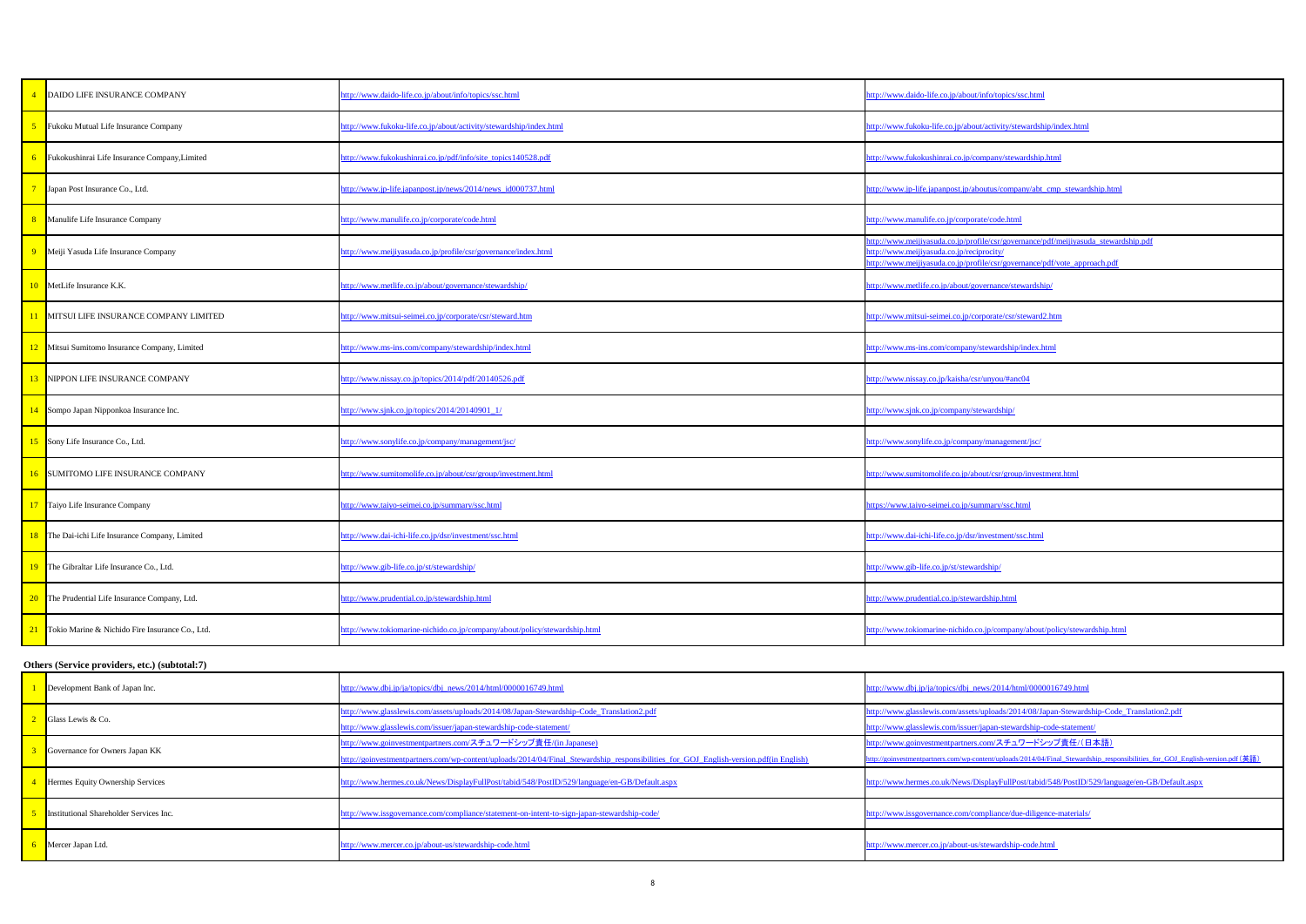| | | | |
|---|---|---|---|
| 4 | DAIDO LIFE INSURANCE COMPANY | http://www.daido-life.co.jp/about/info/topics/ssc.html | http://www.daido-life.co.jp/about/info/topics/ssc.html |
| 5 | Fukoku Mutual Life Insurance Company | http://www.fukoku-life.co.jp/about/activity/stewardship/index.html | http://www.fukoku-life.co.jp/about/activity/stewardship/index.html |
| 6 | Fukokushinrai Life Insurance Company,Limited | http://www.fukokushinrai.co.jp/pdf/info/site_topics140528.pdf | http://www.fukokushinrai.co.jp/company/stewardship.html |
| 7 | Japan Post Insurance Co., Ltd. | http://www.jp-life.japanpost.jp/news/2014/news_id000737.html | http://www.jp-life.japanpost.jp/aboutus/company/abt_cmp_stewardship.html |
| 8 | Manulife Life Insurance Company | http://www.manulife.co.jp/corporate/code.html | http://www.manulife.co.jp/corporate/code.html |
| 9 | Meiji Yasuda Life Insurance Company | http://www.meijiyasuda.co.jp/profile/csr/governance/index.html | http://www.meijiyasuda.co.jp/profile/csr/governance/pdf/meijiyasuda_stewardship.pdf<br>http://www.meijiyasuda.co.jp/reciprocity/<br>http://www.meijiyasuda.co.jp/profile/csr/governance/pdf/vote_approach.pdf |
| 10 | MetLife Insurance K.K. | http://www.metlife.co.jp/about/governance/stewardship/ | http://www.metlife.co.jp/about/governance/stewardship/ |
| 11 | MITSUI LIFE INSURANCE COMPANY LIMITED | http://www.mitsui-seimei.co.jp/corporate/csr/steward.htm | http://www.mitsui-seimei.co.jp/corporate/csr/steward2.htm |
| 12 | Mitsui Sumitomo Insurance Company, Limited | http://www.ms-ins.com/company/stewardship/index.html | http://www.ms-ins.com/company/stewardship/index.html |
| 13 | NIPPON LIFE INSURANCE COMPANY | http://www.nissay.co.jp/topics/2014/pdf/20140526.pdf | http://www.nissay.co.jp/kaisha/csr/unyou/#anc04 |
| 14 | Sompo Japan Nipponkoa Insurance Inc. | http://www.sjnk.co.jp/topics/2014/20140901_1/ | http://www.sjnk.co.jp/company/stewardship/ |
| 15 | Sony Life Insurance Co., Ltd. | http://www.sonylife.co.jp/company/management/jsc/ | http://www.sonylife.co.jp/company/management/jsc/ |
| 16 | SUMITOMO LIFE INSURANCE COMPANY | http://www.sumitomolife.co.jp/about/csr/group/investment.html | http://www.sumitomolife.co.jp/about/csr/group/investment.html |
| 17 | Taiyo Life Insurance Company | http://www.taiyo-seimei.co.jp/summary/ssc.html | https://www.taiyo-seimei.co.jp/summary/ssc.html |
| 18 | The Dai-ichi Life Insurance Company, Limited | http://www.dai-ichi-life.co.jp/dsr/investment/ssc.html | http://www.dai-ichi-life.co.jp/dsr/investment/ssc.html |
| 19 | The Gibraltar Life Insurance Co., Ltd. | http://www.gib-life.co.jp/st/stewardship/ | http://www.gib-life.co.jp/st/stewardship/ |
| 20 | The Prudential Life Insurance Company, Ltd. | http://www.prudential.co.jp/stewardship.html | http://www.prudential.co.jp/stewardship.html |
| 21 | Tokio Marine & Nichido Fire Insurance Co., Ltd. | http://www.tokiomarine-nichido.co.jp/company/about/policy/stewardship.html | http://www.tokiomarine-nichido.co.jp/company/about/policy/stewardship.html |

**Others (Service providers, etc.) (subtotal:7)**

| | | | |
|---|---|---|---|
| 1 | Development Bank of Japan Inc. | http://www.dbj.jp/ja/topics/dbj_news/2014/html/0000016749.html | http://www.dbj.jp/ja/topics/dbj_news/2014/html/0000016749.html |
| 2 | Glass Lewis & Co. | http://www.glasslewis.com/assets/uploads/2014/08/Japan-Stewardship-Code_Translation2.pdf<br>http://www.glasslewis.com/issuer/japan-stewardship-code-statement/ | http://www.glasslewis.com/assets/uploads/2014/08/Japan-Stewardship-Code_Translation2.pdf<br>http://www.glasslewis.com/issuer/japan-stewardship-code-statement/ |
| 3 | Governance for Owners Japan KK | http://www.goinvestmentpartners.com/スチュワードシップ責任/(in Japanese)<br>http://goinvestmentpartners.com/wp-content/uploads/2014/04/Final_Stewardship_responsibilities_for_GOJ_English-version.pdf(in English) | http://www.goinvestmentpartners.com/スチュワードシップ責任/（日本語）<br>http://goinvestmentpartners.com/wp-content/uploads/2014/04/Final_Stewardship_responsibilities_for_GOJ_English-version.pdf（英語） |
| 4 | Hermes Equity Ownership Services | http://www.hermes.co.uk/News/DisplayFullPost/tabid/548/PostID/529/language/en-GB/Default.aspx | http://www.hermes.co.uk/News/DisplayFullPost/tabid/548/PostID/529/language/en-GB/Default.aspx |
| 5 | Institutional Shareholder Services Inc. | http://www.issgovernance.com/compliance/statement-on-intent-to-sign-japan-stewardship-code/ | http://www.issgovernance.com/compliance/due-diligence-materials/ |
| 6 | Mercer Japan Ltd. | http://www.mercer.co.jp/about-us/stewardship-code.html | http://www.mercer.co.jp/about-us/stewardship-code.html |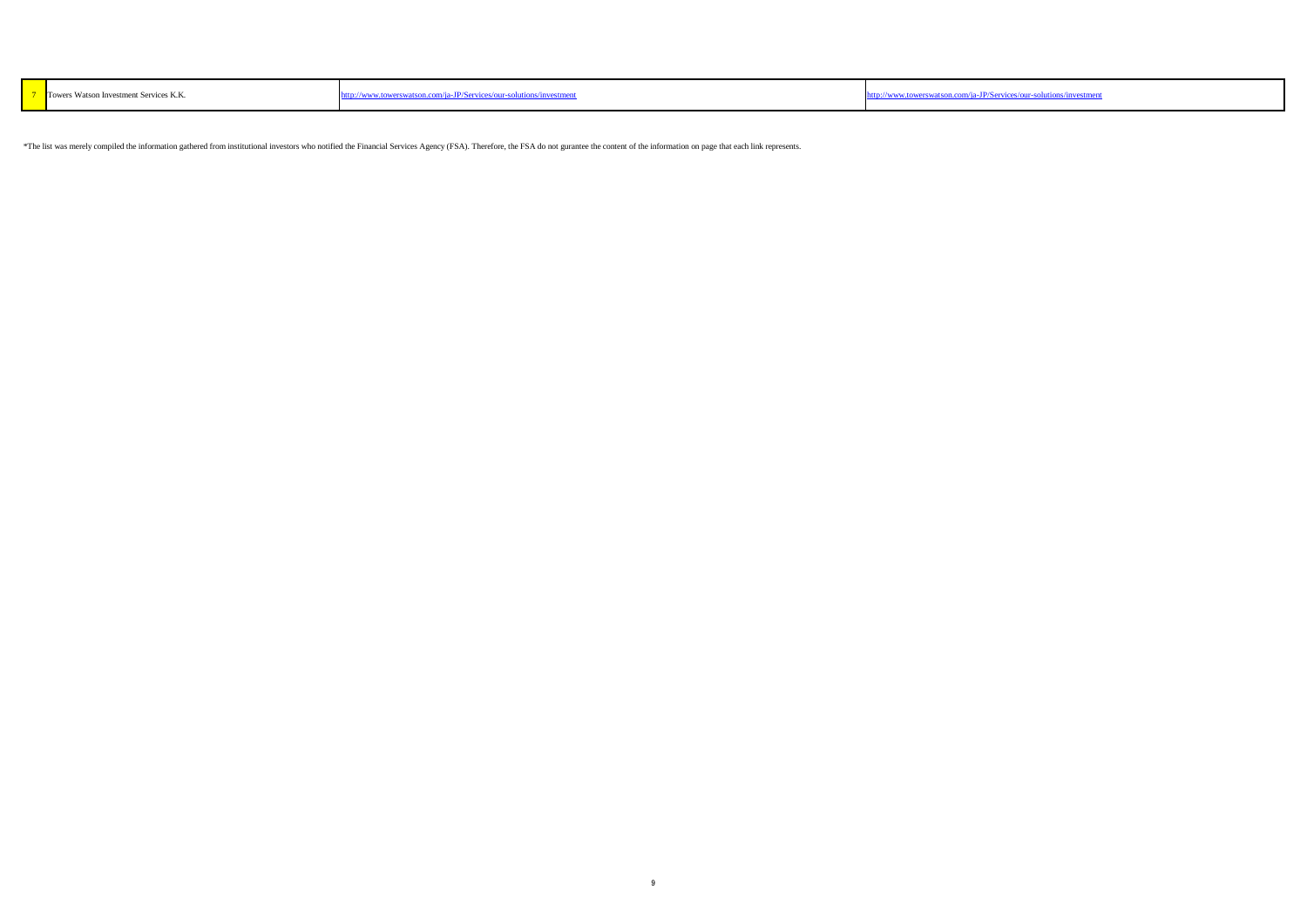| | | | |
|---|---|---|---|
| 7 | Towers Watson Investment Services K.K. | http://www.towerswatson.com/ja-JP/Services/our-solutions/investment | http://www.towerswatson.com/ja-JP/Services/our-solutions/investment |

*The list was merely compiled the information gathered from institutional investors who notified the Financial Services Agency (FSA). Therefore, the FSA do not gurantee the content of the information on page that each link represents.